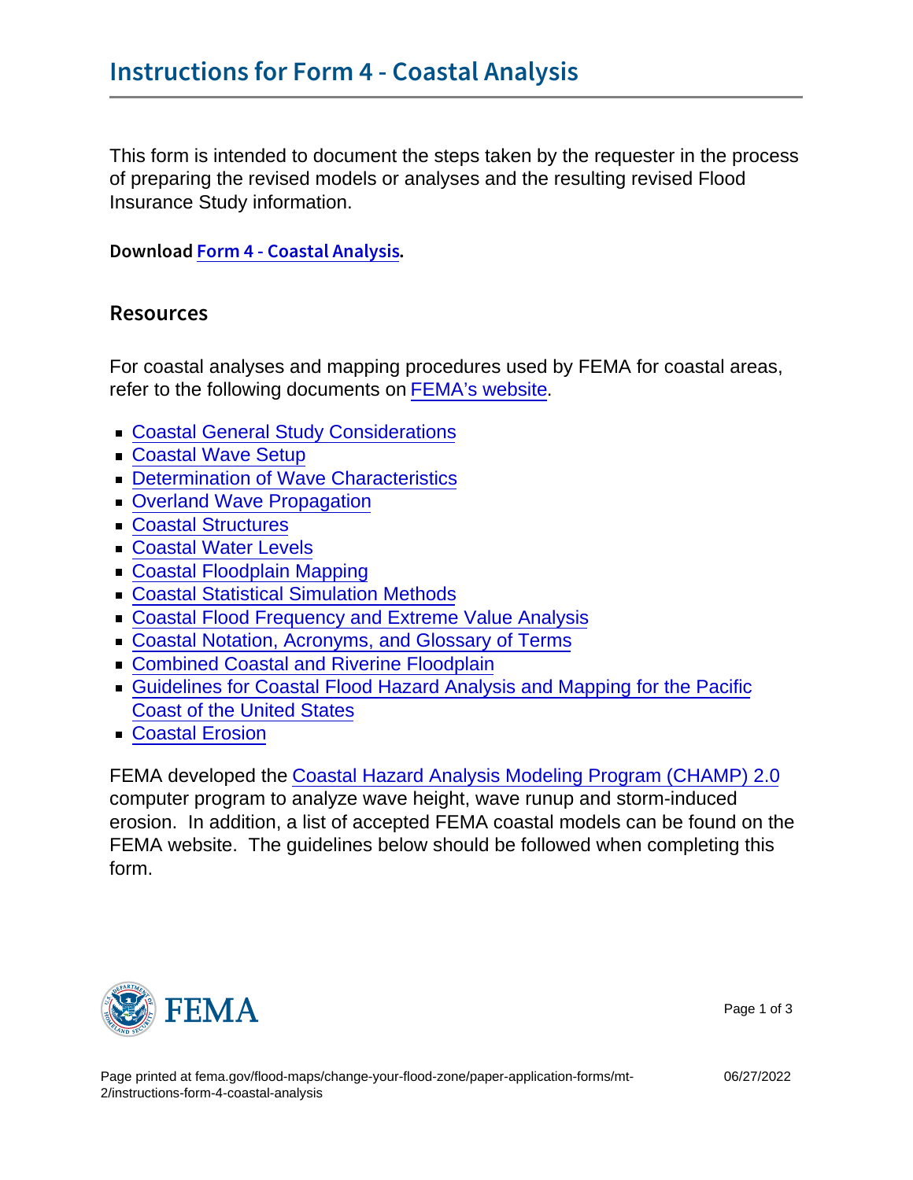# Instructions for Form 4 - Coastal Analysis

This form is intended to document the steps taken by the requester in the process of preparing the revised models or analyses and the resulting revised Flood Insurance Study information.

Download Form 4 - Coastal Analysis.

## Resources

For coastal analyses and mapping procedures used by FEMA for coastal areas, refer to the following documents on FEMA's website.

- Coastal General Study Considerations
- Coastal Wave Setup
- Determination of Wave Characteristics
- Overland Wave Propagation
- Coastal Structures
- Coastal Water Levels
- Coastal Floodplain Mapping
- Coastal Statistical Simulation Methods
- Coastal Flood Frequency and Extreme Value Analysis
- Coastal Notation, Acronyms, and Glossary of Terms
- Combined Coastal and Riverine Floodplain
- Guidelines for Coastal Flood Hazard Analysis and Mapping for the Pacific Coast of the United States
- Coastal Erosion

FEMA developed the Coastal Hazard Analysis Modeling Program (CHAMP) 2.0 computer program to analyze wave height, wave runup and storm-induced erosion. In addition, a list of accepted FEMA coastal models can be found on the FEMA website. The guidelines below should be followed when completing this form.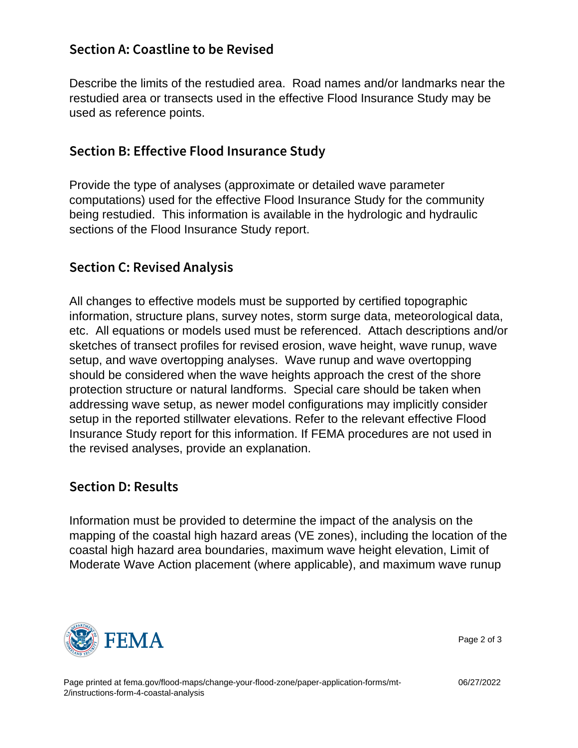## Section A: Coastline to be Revised

Describe the limits of the restudied area. Road names and/or landmarks near the restudied area or transects used in the effective Flood Insurance Study may be used as reference points.

## Section B: Effective Flood Insurance Study

Provide the type of analyses (approximate or detailed wave parameter computations) used for the effective Flood Insurance Study for the community being restudied. This information is available in the hydrologic and hydraulic sections of the Flood Insurance Study report.

## Section C: Revised Analysis

All changes to effective models must be supported by certified topographic information, structure plans, survey notes, storm surge data, meteorological data, etc. All equations or models used must be referenced. Attach descriptions and/or sketches of transect profiles for revised erosion, wave height, wave runup, wave setup, and wave overtopping analyses. Wave runup and wave overtopping should be considered when the wave heights approach the crest of the shore protection structure or natural landforms. Special care should be taken when addressing wave setup, as newer model configurations may implicitly consider setup in the reported stillwater elevations. Refer to the relevant effective Flood Insurance Study report for this information. If FEMA procedures are not used in the revised analyses, provide an explanation.

## Section D: Results

Information must be provided to determine the impact of the analysis on the mapping of the coastal high hazard areas (VE zones), including the location of the coastal high hazard area boundaries, maximum wave height elevation, Limit of Moderate Wave Action placement (where applicable), and maximum wave runup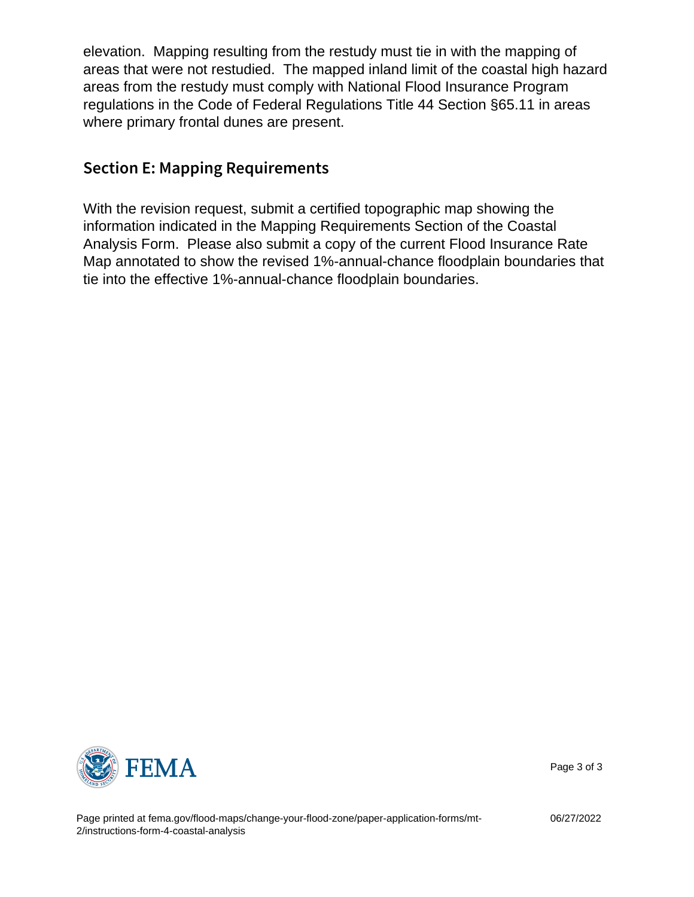elevation. Mapping resulting from the restudy must tie in with the mapping of areas that were not restudied. The mapped inland limit of the coastal high hazard areas from the restudy must comply with National Flood Insurance Program regulations in the Code of Federal Regulations Title 44 Section §65.11 in areas where primary frontal dunes are present.

## Section E: Mapping Requirements

With the revision request, submit a certified topographic map showing the information indicated in the Mapping Requirements Section of the Coastal Analysis Form. Please also submit a copy of the current Flood Insurance Rate Map annotated to show the revised 1%-annual-chance floodplain boundaries that tie into the effective 1%-annual-chance floodplain boundaries.